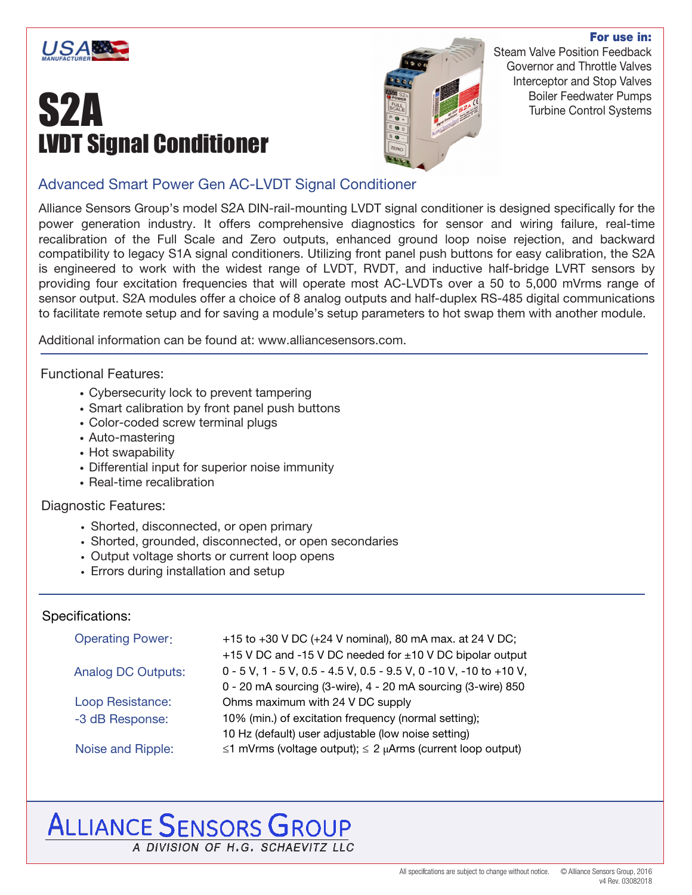**For use in:**
Steam Valve Position Feedback
Governor and Throttle Valves
Interceptor and Stop Valves
Boiler Feedwater Pumps
Turbine Control Systems

# S2A
## LVDT Signal Conditioner

### Advanced Smart Power Gen AC-LVDT Signal Conditioner

Alliance Sensors Group's model S2A DIN-rail-mounting LVDT signal conditioner is designed specifically for the power generation industry. It offers comprehensive diagnostics for sensor and wiring failure, real-time recalibration of the Full Scale and Zero outputs, enhanced ground loop noise rejection, and backward compatibility to legacy S1A signal conditioners. Utilizing front panel push buttons for easy calibration, the S2A is engineered to work with the widest range of LVDT, RVDT, and inductive half-bridge LVRT sensors by providing four excitation frequencies that will operate most AC-LVDTs over a 50 to 5,000 mVrms range of sensor output. S2A modules offer a choice of 8 analog outputs and half-duplex RS-485 digital communications to facilitate remote setup and for saving a module's setup parameters to hot swap them with another module.

Additional information can be found at: www.alliancesensors.com.

Functional Features:

- Cybersecurity lock to prevent tampering
- Smart calibration by front panel push buttons
- Color-coded screw terminal plugs
- Auto-mastering
- Hot swapability
- Differential input for superior noise immunity
- Real-time recalibration

Diagnostic Features:

- Shorted, disconnected, or open primary
- Shorted, grounded, disconnected, or open secondaries
- Output voltage shorts or current loop opens
- Errors during installation and setup

Specifications:

| | |
|---|---|
| Operating Power: | +15 to +30 V DC (+24 V nominal), 80 mA max. at 24 V DC; +15 V DC and -15 V DC needed for ±10 V DC bipolar output |
| Analog DC Outputs: | 0 - 5 V, 1 - 5 V, 0.5 - 4.5 V, 0.5 - 9.5 V, 0 -10 V, -10 to +10 V, 0 - 20 mA sourcing (3-wire), 4 - 20 mA sourcing (3-wire) 850 |
| Loop Resistance: | Ohms maximum with 24 V DC supply |
| -3 dB Response: | 10% (min.) of excitation frequency (normal setting); 10 Hz (default) user adjustable (low noise setting) |
| Noise and Ripple: | ≤1 mVrms (voltage output); ≤ 2 μArms (current loop output) |

ALLIANCE SENSORS GROUP
A DIVISION OF H.G. SCHAEVITZ LLC

All specifcations are subject to change without notice. © Alliance Sensors Group, 2016
v4 Rev. 03082018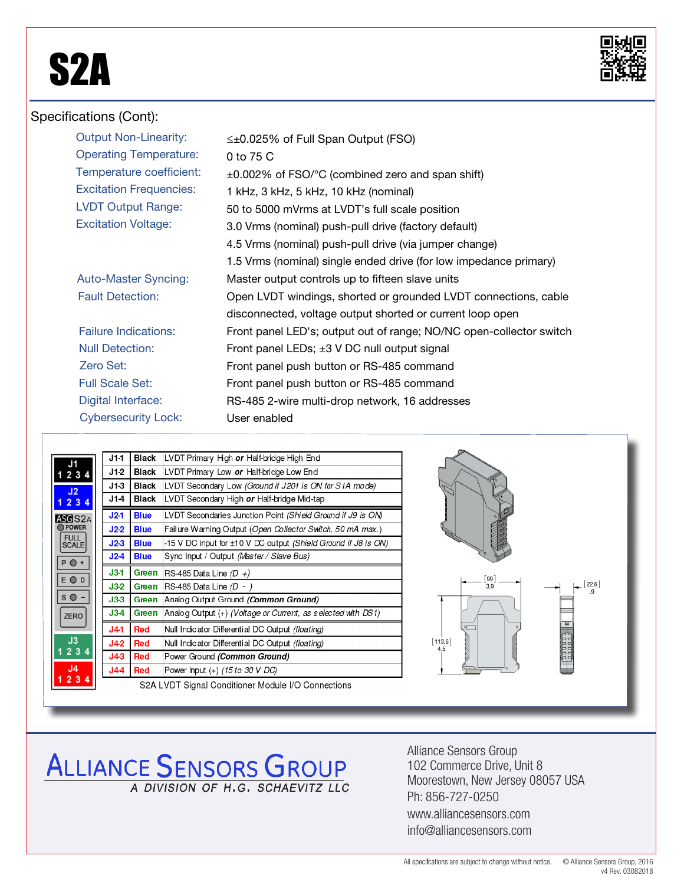# S2A

## Specifications (Cont):

| | |
|---|---|
| Output Non-Linearity: | ≤±0.025% of Full Span Output (FSO) |
| Operating Temperature: | 0 to 75 C |
| Temperature coefficient: | ±0.002% of FSO/°C (combined zero and span shift) |
| Excitation Frequencies: | 1 kHz, 3 kHz, 5 kHz, 10 kHz (nominal) |
| LVDT Output Range: | 50 to 5000 mVrms at LVDT's full scale position |
| Excitation Voltage: | 3.0 Vrms (nominal) push-pull drive (factory default)<br>4.5 Vrms (nominal) push-pull drive (via jumper change)<br>1.5 Vrms (nominal) single ended drive (for low impedance primary) |
| Auto-Master Syncing: | Master output controls up to fifteen slave units |
| Fault Detection: | Open LVDT windings, shorted or grounded LVDT connections, cable disconnected, voltage output shorted or current loop open |
| Failure Indications: | Front panel LED's; output out of range; NO/NC open-collector switch |
| Null Detection: | Front panel LEDs; ±3 V DC null output signal |
| Zero Set: | Front panel push button or RS-485 command |
| Full Scale Set: | Front panel push button or RS-485 command |
| Digital Interface: | RS-485 2-wire multi-drop network, 16 addresses |
| Cybersecurity Lock: | User enabled |

| | | |
|---|---|---|
| J1-1 | Black | LVDT Primary High **or** Half-bridge High End |
| J1-2 | Black | LVDT Primary Low **or** Half-bridge Low End |
| J1-3 | Black | LVDT Secondary Low *(Ground if J201 is ON for S1A mode)* |
| J1-4 | Black | LVDT Secondary High **or** Half-bridge Mid-tap |
| J2-1 | Blue | LVDT Secondaries Junction Point *(Shield Ground if J9 is ON)* |
| J2-2 | Blue | Failure Warning Output *(Open Collector Switch, 50 mA max.)* |
| J2-3 | Blue | -15 V DC input for ±10 V DC output *(Shield Ground if J8 is ON)* |
| J2-4 | Blue | Sync Input / Output *(Master / Slave Bus)* |
| J3-1 | Green | RS-485 Data Line *(D +)* |
| J3-2 | Green | RS-485 Data Line *(D - )* |
| J3-3 | Green | Analog Output Ground ***(Common Ground)*** |
| J3-4 | Green | Analog Output (+) *(Voltage or Current, as selected with DS1)* |
| J4-1 | Red | Null Indicator Differential DC Output *(floating)* |
| J4-2 | Red | Null Indicator Differential DC Output *(floating)* |
| J4-3 | Red | Power Ground ***(Common Ground)*** |
| J4-4 | Red | Power Input (+) *(15 to 30 V DC)* |

S2A LVDT Signal Conditioner Module I/O Connections

J1 1 2 3 4
J2 1 2 3 4
ASG S2A
POWER
FULL SCALE
P +
E 0
S –
ZERO
J3 1 2 3 4
J4 1 2 3 4

[99] 3.9
[22.6] .9
[113.6] 4.5

**ALLIANCE SENSORS GROUP**
A DIVISION OF H.G. SCHAEVITZ LLC

Alliance Sensors Group
102 Commerce Drive, Unit 8
Moorestown, New Jersey 08057 USA
Ph: 856-727-0250
www.alliancesensors.com
info@alliancesensors.com

All specifications are subject to change without notice. © Alliance Sensors Group, 2016 v4 Rev. 03082018